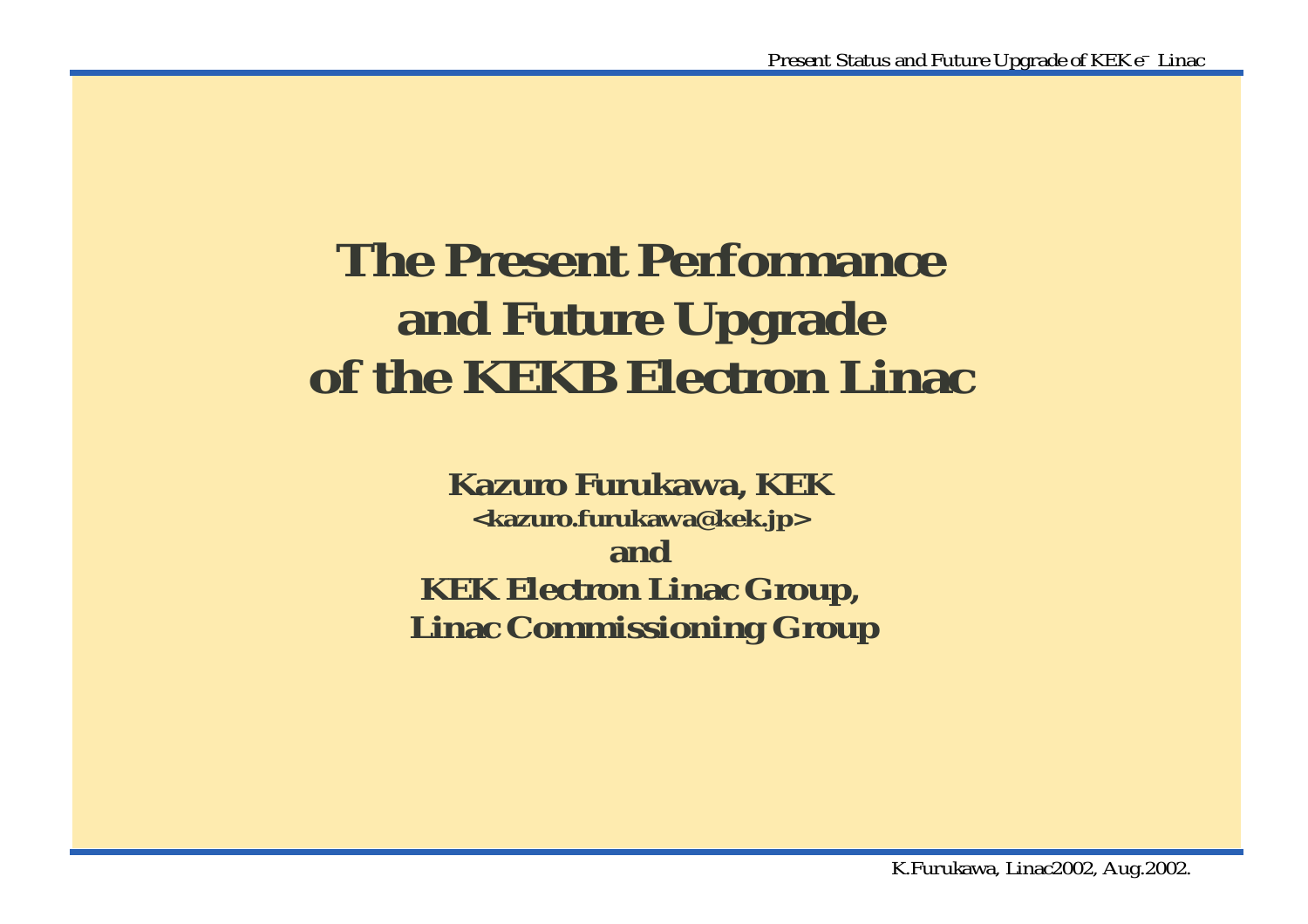# The Present Performance and Future Upgrade of the KEKB Electron Linac

**Kazuro Furukawa, KEK**

**<kazuro.furukawa@kek.jp>**

**and**

**KEK Electron Linac Group,**

**Linac Commissioning Group**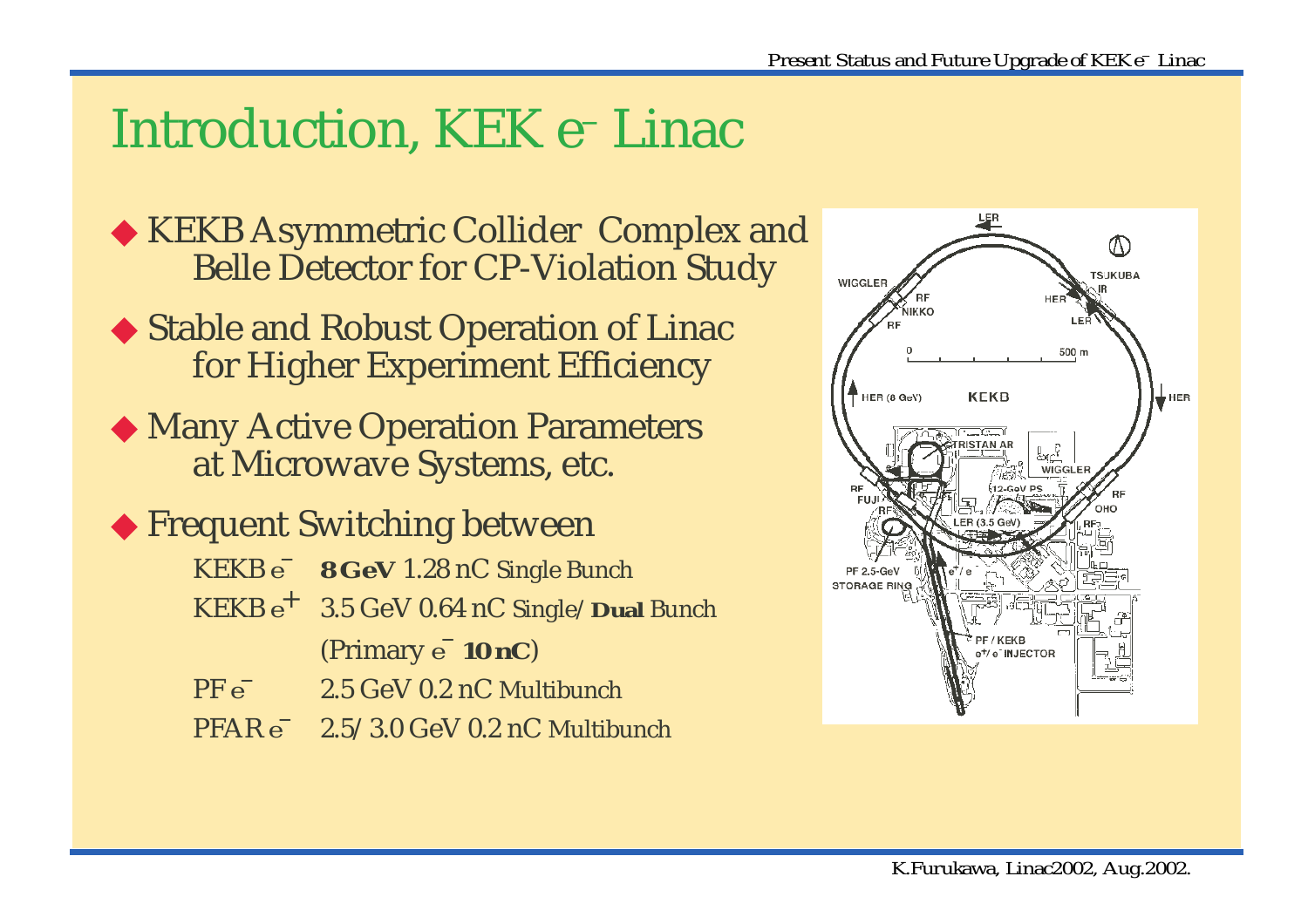# Introduction, KEK $e^-$ Linac

- KEKB Asymmetric Collider Complex and Belle Detector for CP-Violation Study
- Stable and Robust Operation of Linac for Higher Experiment Efficiency
- Many Active Operation Parameters at Microwave Systems, etc.
- Frequent Switching between

| | |
|---|---|
| KEKB $e^-$ | **8 GeV** 1.28 nC Single Bunch |
| KEKB $e^+$ | 3.5 GeV 0.64 nC Single/**Dual** Bunch |
| | (Primary $e^-$ **10 nC**) |
| PF $e^-$ | 2.5 GeV 0.2 nC Multibunch |
| PFAR $e^-$ | 2.5/3.0 GeV 0.2 nC Multibunch |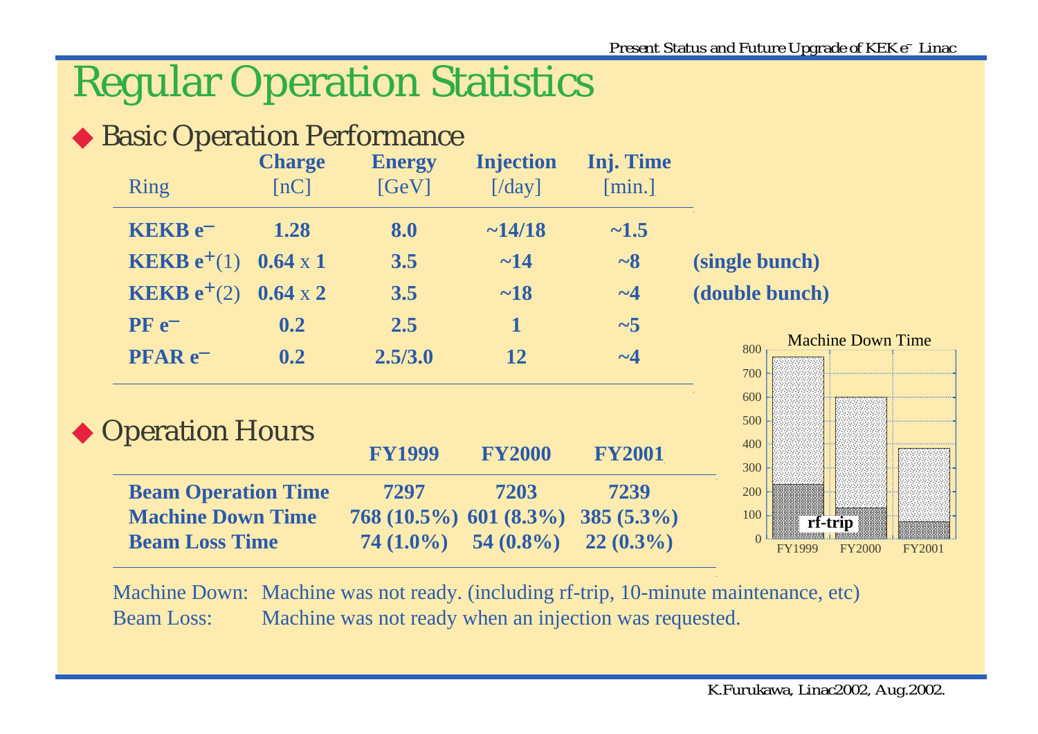# Regular Operation Statistics

## ◆ Basic Operation Performance

| Ring | Charge [nC] | Energy [GeV] | Injection [/day] | Inj. Time [min.] | |
|---|---|---|---|---|---|
| **KEKB e⁻** | **1.28** | **8.0** | **~14/18** | **~1.5** | |
| **KEKB e⁺**(1) | **0.64** x **1** | **3.5** | **~14** | **~8** | **(single bunch)** |
| **KEKB e⁺**(2) | **0.64** x **2** | **3.5** | **~18** | **~4** | **(double bunch)** |
| **PF e⁻** | **0.2** | **2.5** | **1** | **~5** | |
| **PFAR e⁻** | **0.2** | **2.5/3.0** | **12** | **~4** | |

## ◆ Operation Hours

| | **FY1999** | **FY2000** | **FY2001** |
|---|---|---|---|
| **Beam Operation Time** | **7297** | **7203** | **7239** |
| **Machine Down Time** | **768 (10.5%)** | **601 (8.3%)** | **385 (5.3%)** |
| **Beam Loss Time** | **74 (1.0%)** | **54 (0.8%)** | **22 (0.3%)** |

Machine Down Time

Machine Down: Machine was not ready. (including rf-trip, 10-minute maintenance, etc)
Beam Loss: Machine was not ready when an injection was requested.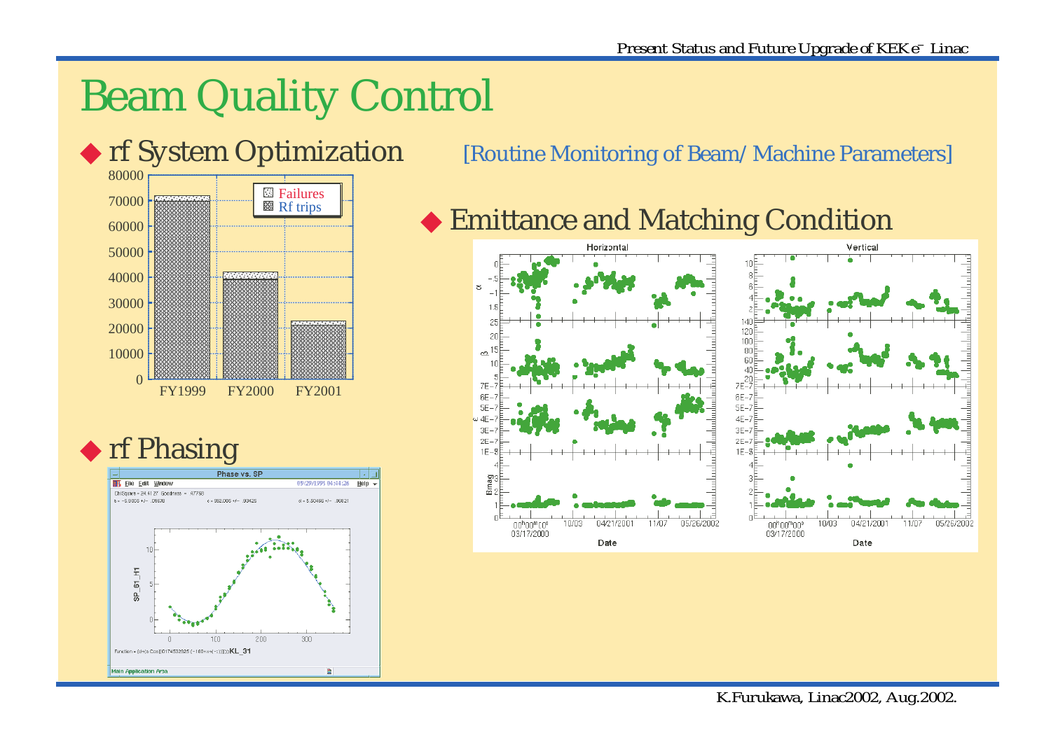# Beam Quality Control

## ◆ rf System Optimization

| | Failures | Rf trips |
|---|---|---|
| FY1999 | | |
| FY2000 | | |
| FY2001 | | |

[Routine Monitoring of Beam/ Machine Parameters]

## ◆ Emittance and Matching Condition

## ◆ rf Phasing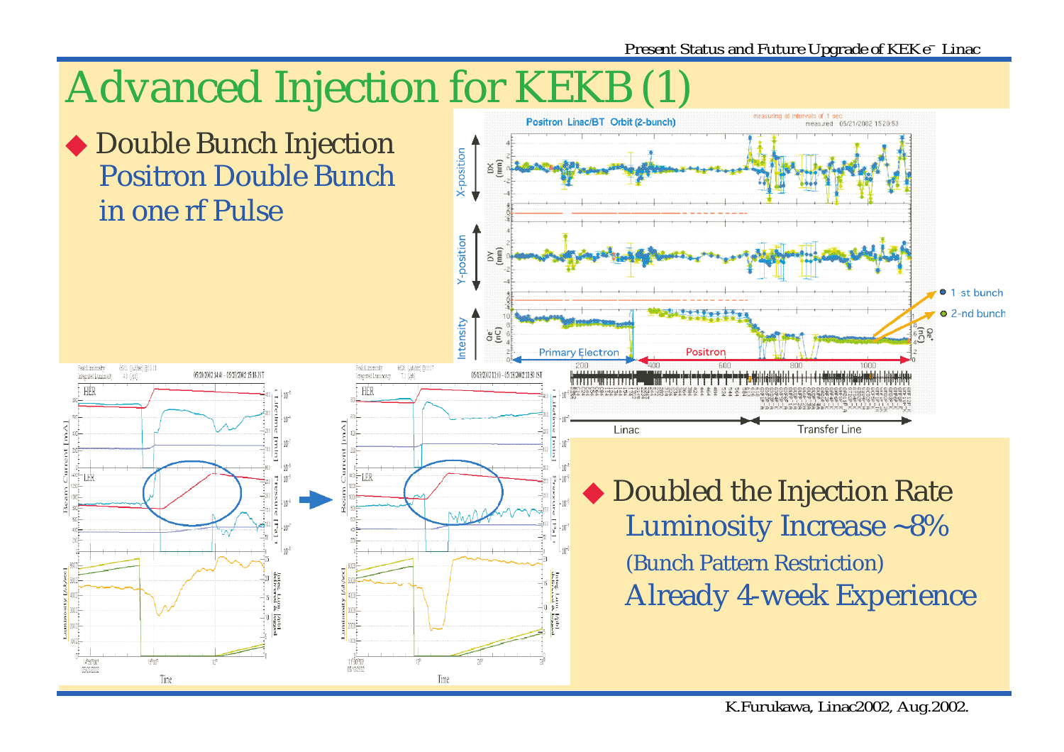# Advanced Injection for KEKB (1)

- Double Bunch Injection
  - Positron Double Bunch in one rf Pulse

- Doubled the Injection Rate
  - Luminosity Increase ~8%
  - (Bunch Pattern Restriction)
  - Already 4-week Experience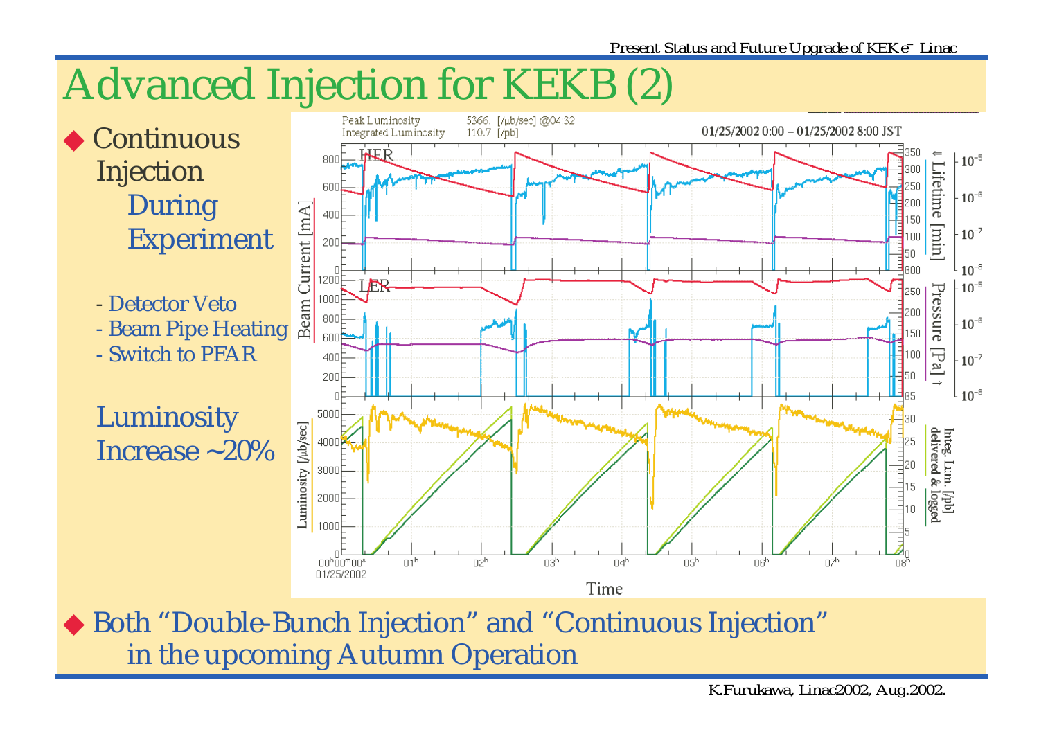# Advanced Injection for KEKB (2)

- Continuous Injection
  During Experiment

  - Detector Veto
  - Beam Pipe Heating
  - Switch to PFAR

  Luminosity Increase ~20%

- Both “Double-Bunch Injection” and “Continuous Injection” in the upcoming Autumn Operation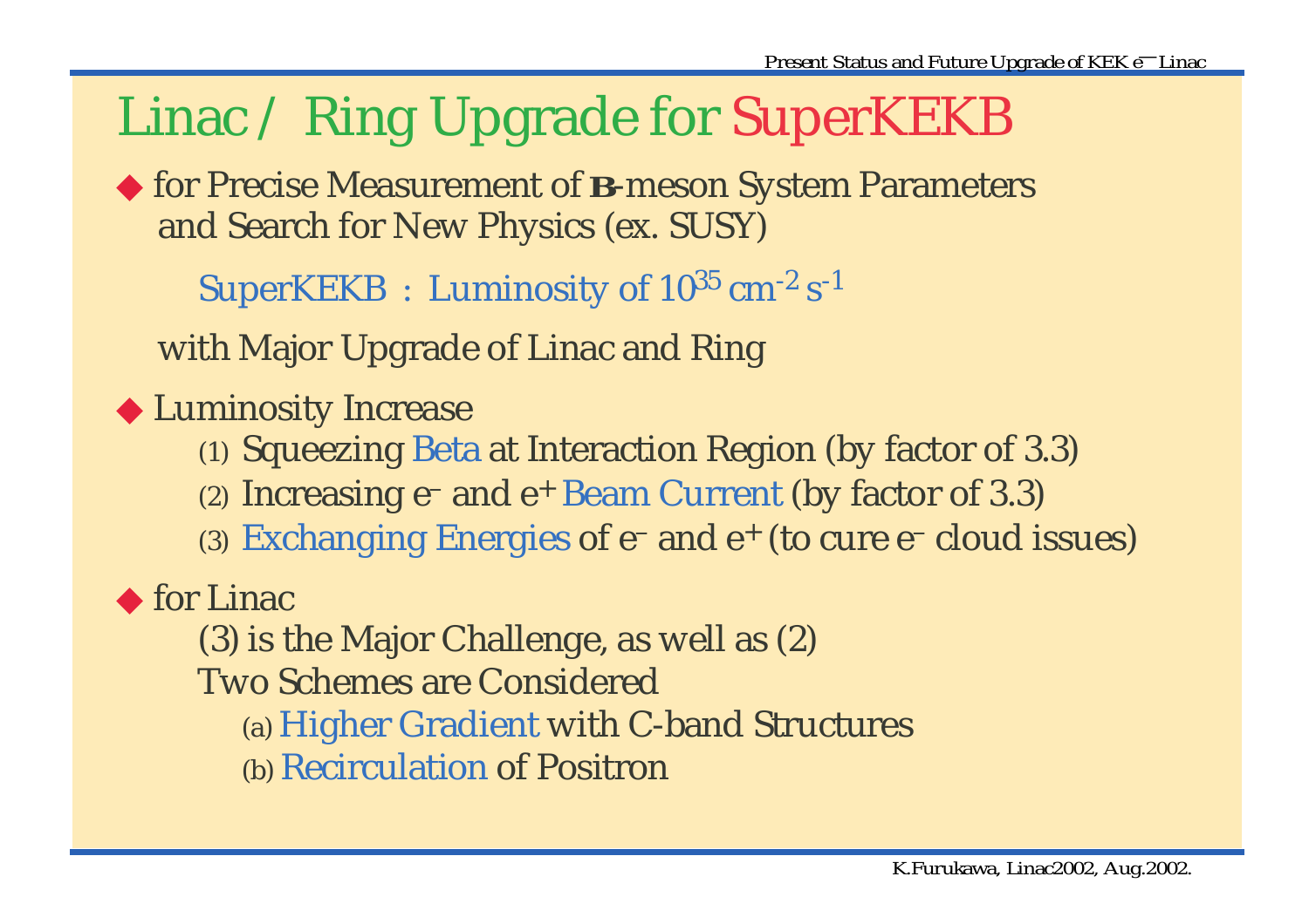# Linac / Ring Upgrade for SuperKEKB

- for Precise Measurement of **B**-meson System Parameters and Search for New Physics (ex. SUSY)

  SuperKEKB : Luminosity of $10^{35}$ $cm^{-2}$ $s^{-1}$

  with Major Upgrade of Linac and Ring

- Luminosity Increase
  - (1) Squeezing Beta at Interaction Region (by factor of 3.3)
  - (2) Increasing $e^-$ and $e^+$ Beam Current (by factor of 3.3)
  - (3) Exchanging Energies of $e^-$ and $e^+$ (to cure $e^-$ cloud issues)

- for Linac

  (3) is the Major Challenge, as well as (2)

  Two Schemes are Considered
  - (a) Higher Gradient with C-band Structures
  - (b) Recirculation of Positron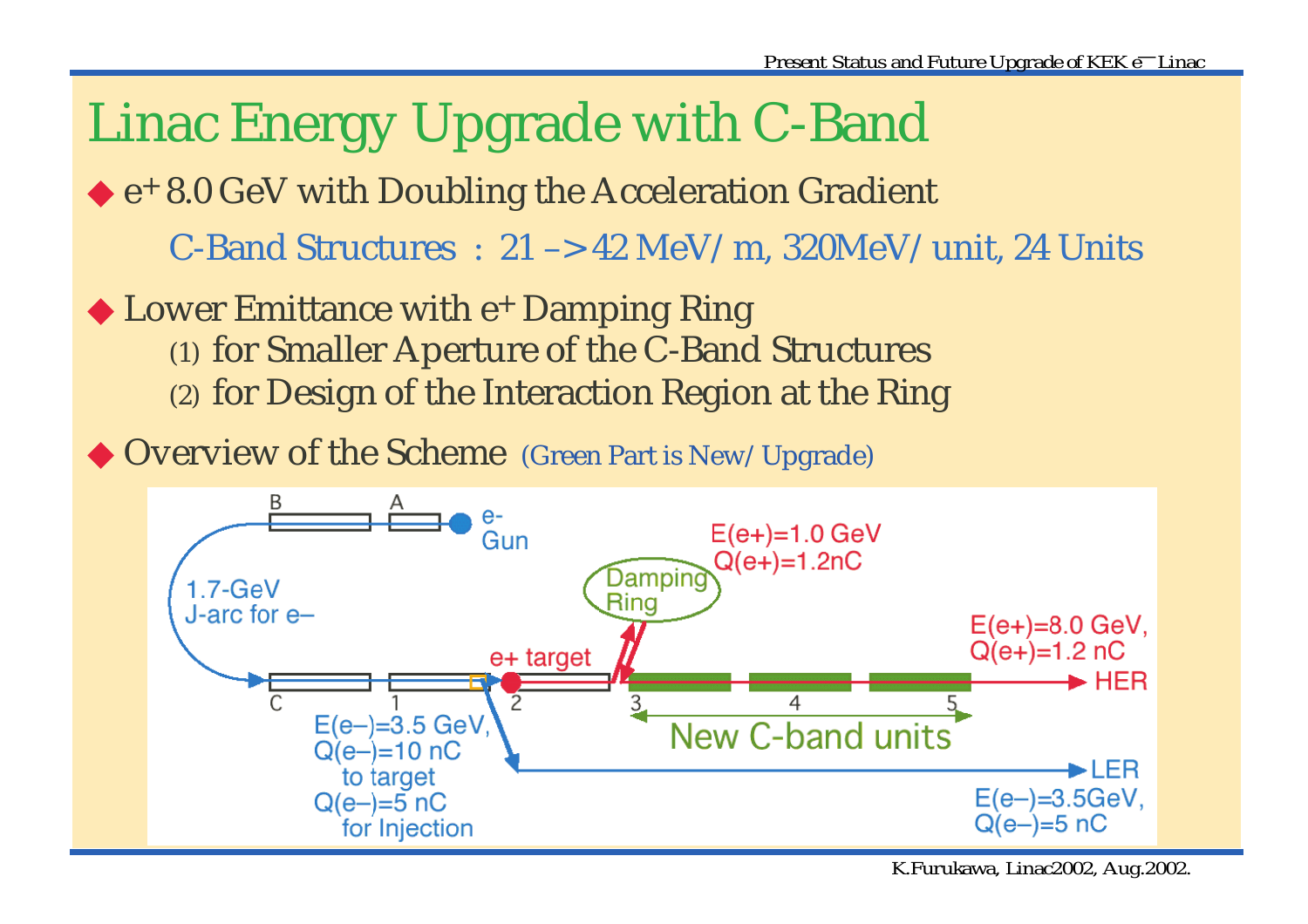# Linac Energy Upgrade with C-Band

- $e^+$ 8.0 GeV with Doubling the Acceleration Gradient

  C-Band Structures : 21 –> 42 MeV/m, 320MeV/unit, 24 Units

- Lower Emittance with $e^+$ Damping Ring
  - (1) for Smaller Aperture of the C-Band Structures
  - (2) for Design of the Interaction Region at the Ring

- Overview of the Scheme (Green Part is New/Upgrade)

B A e- Gun

1.7-GeV J-arc for e–

C 1 2 3 4 5

e+ target

Damping Ring

E(e+)=1.0 GeV Q(e+)=1.2nC

E(e+)=8.0 GeV, Q(e+)=1.2 nC → HER

New C-band units

E(e–)=3.5 GeV, Q(e–)=10 nC to target Q(e–)=5 nC for Injection

→ LER E(e–)=3.5GeV, Q(e–)=5 nC

K.Furukawa, Linac2002, Aug.2002.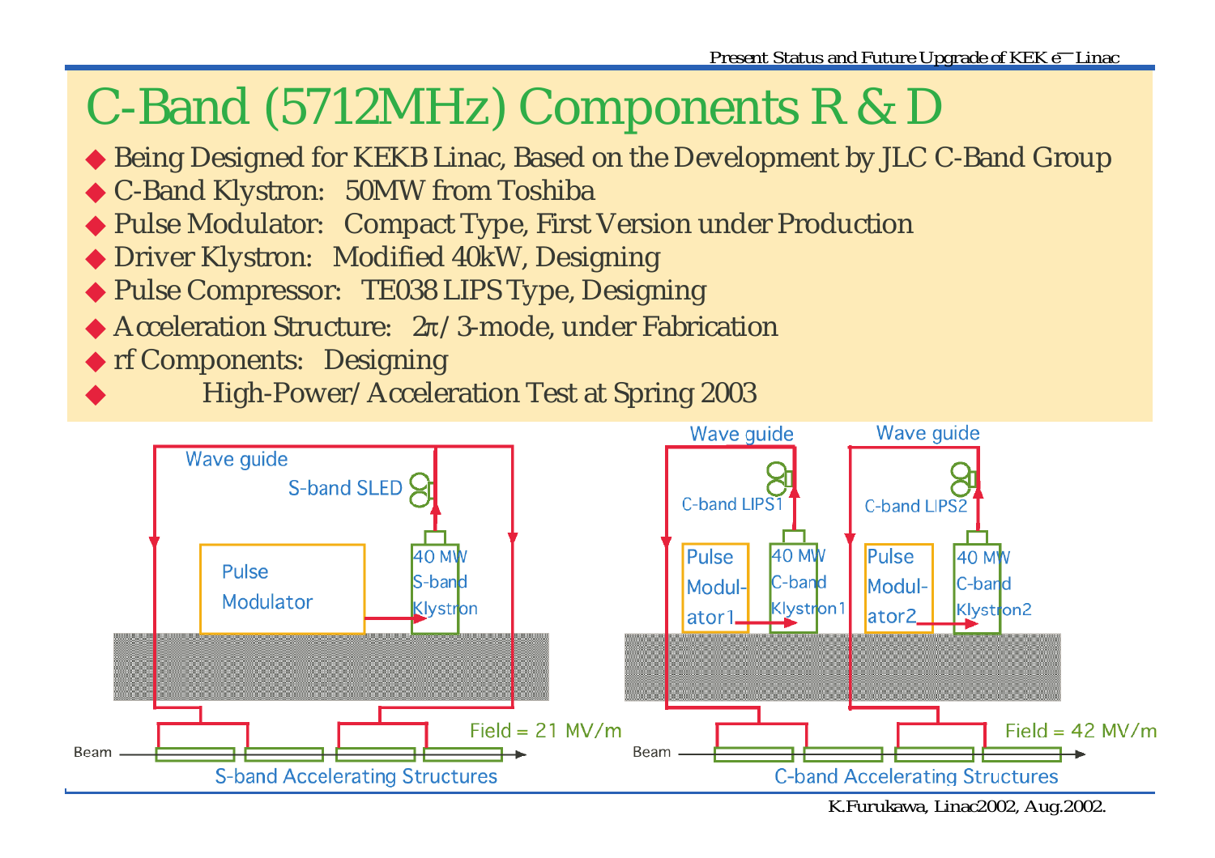# C-Band (5712MHz) Components R & D

- Being Designed for KEKB Linac, Based on the Development by JLC C-Band Group
- C-Band Klystron: 50MW from Toshiba
- Pulse Modulator: Compact Type, First Version under Production
- Driver Klystron: Modified 40kW, Designing
- Pulse Compressor: TE038 LIPS Type, Designing
- Acceleration Structure: $2\pi/3$-mode, under Fabrication
- rf Components: Designing
- High-Power/Acceleration Test at Spring 2003

Wave guide

S-band SLED

Pulse Modulator

40 MW S-band Klystron

Field = 21 MV/m

Beam

S-band Accelerating Structures

Wave guide

C-band LIPS1

Pulse Modul-ator1

40 MW C-band Klystron1

Wave guide

C-band LIPS2

Pulse Modul-ator2

40 MW C-band Klystron2

Field = 42 MV/m

Beam

C-band Accelerating Structures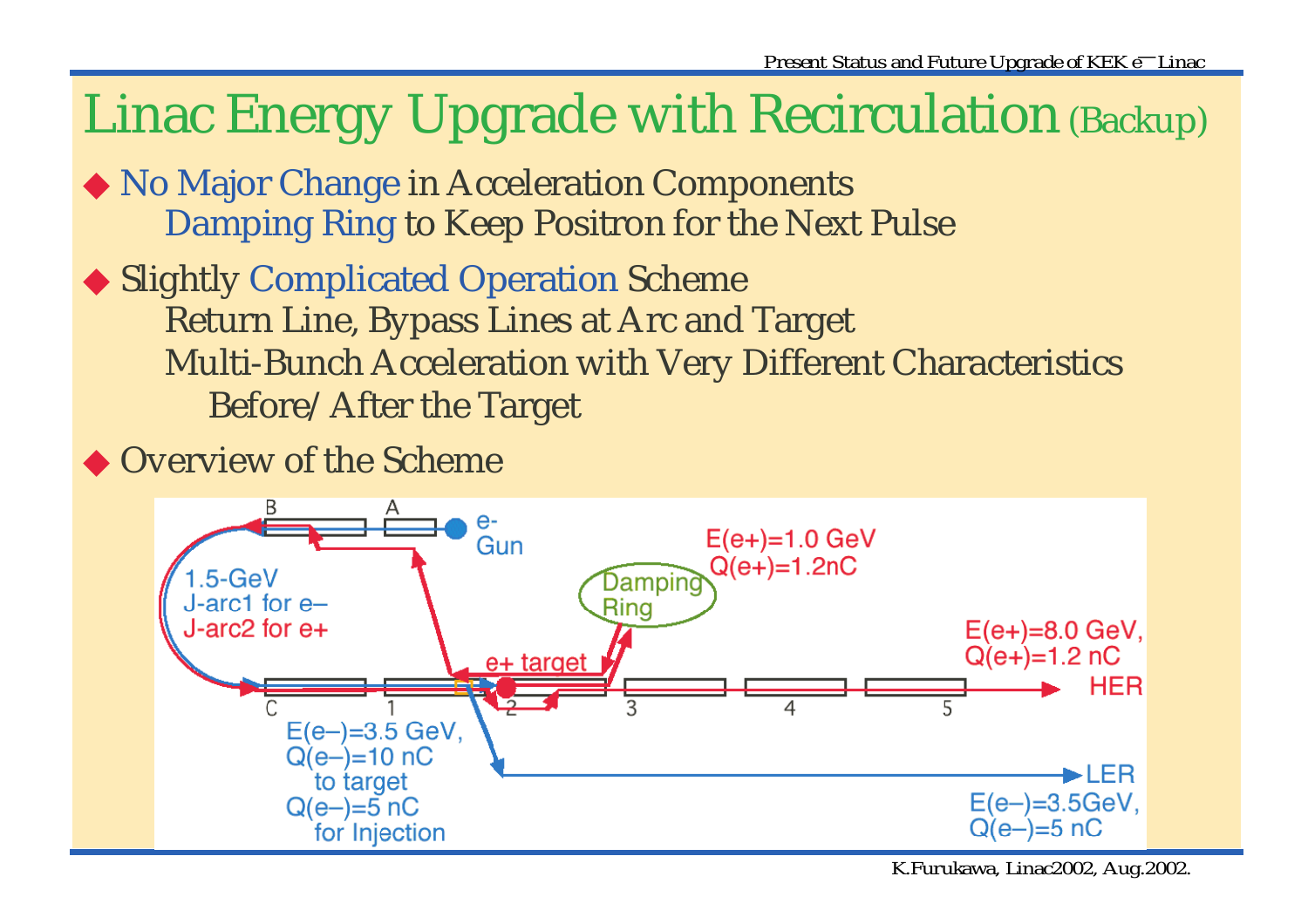# Linac Energy Upgrade with Recirculation (Backup)

- No Major Change in Acceleration Components
  - Damping Ring to Keep Positron for the Next Pulse
- Slightly Complicated Operation Scheme
  - Return Line, Bypass Lines at Arc and Target
  - Multi-Bunch Acceleration with Very Different Characteristics
    - Before/After the Target
- Overview of the Scheme

B A e- Gun

1.5-GeV J-arc1 for e– J-arc2 for e+

Damping Ring

E(e+)=1.0 GeV Q(e+)=1.2nC

E(e+)=8.0 GeV, Q(e+)=1.2 nC

e+ target

HER

C 1 2 3 4 5

E(e–)=3.5 GeV, Q(e–)=10 nC to target Q(e–)=5 nC for Injection

LER

E(e–)=3.5GeV, Q(e–)=5 nC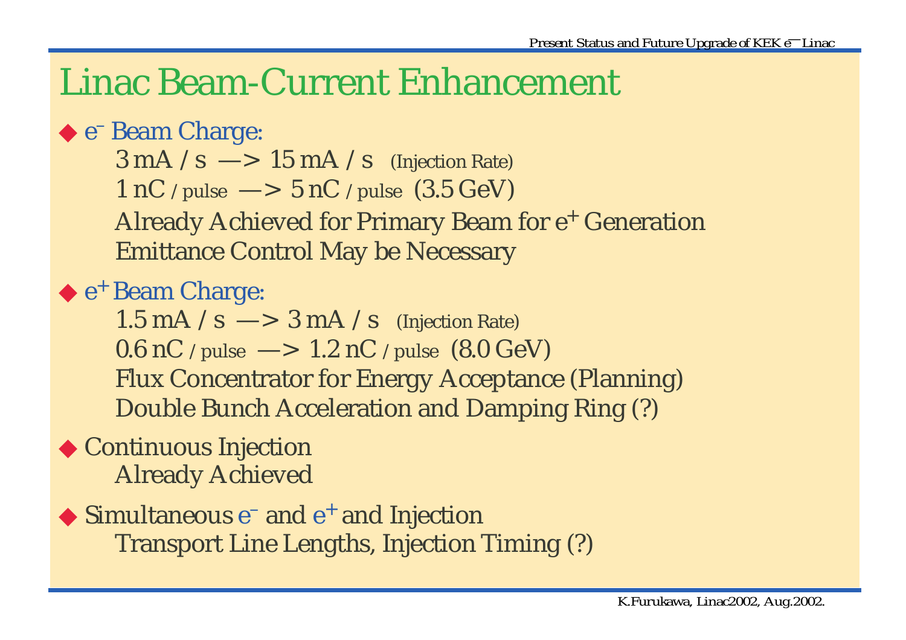# Linac Beam-Current Enhancement

- $e^-$ Beam Charge:
  - 3 mA / s —> 15 mA / s (Injection Rate)
  - 1 nC / pulse —> 5 nC / pulse (3.5 GeV)
  - Already Achieved for Primary Beam for $e^+$ Generation
  - Emittance Control May be Necessary
- $e^+$ Beam Charge:
  - 1.5 mA / s —> 3 mA / s (Injection Rate)
  - 0.6 nC / pulse —> 1.2 nC / pulse (8.0 GeV)
  - Flux Concentrator for Energy Acceptance (Planning)
  - Double Bunch Acceleration and Damping Ring (?)
- Continuous Injection
  - Already Achieved
- Simultaneous $e^-$ and $e^+$ and Injection
  - Transport Line Lengths, Injection Timing (?)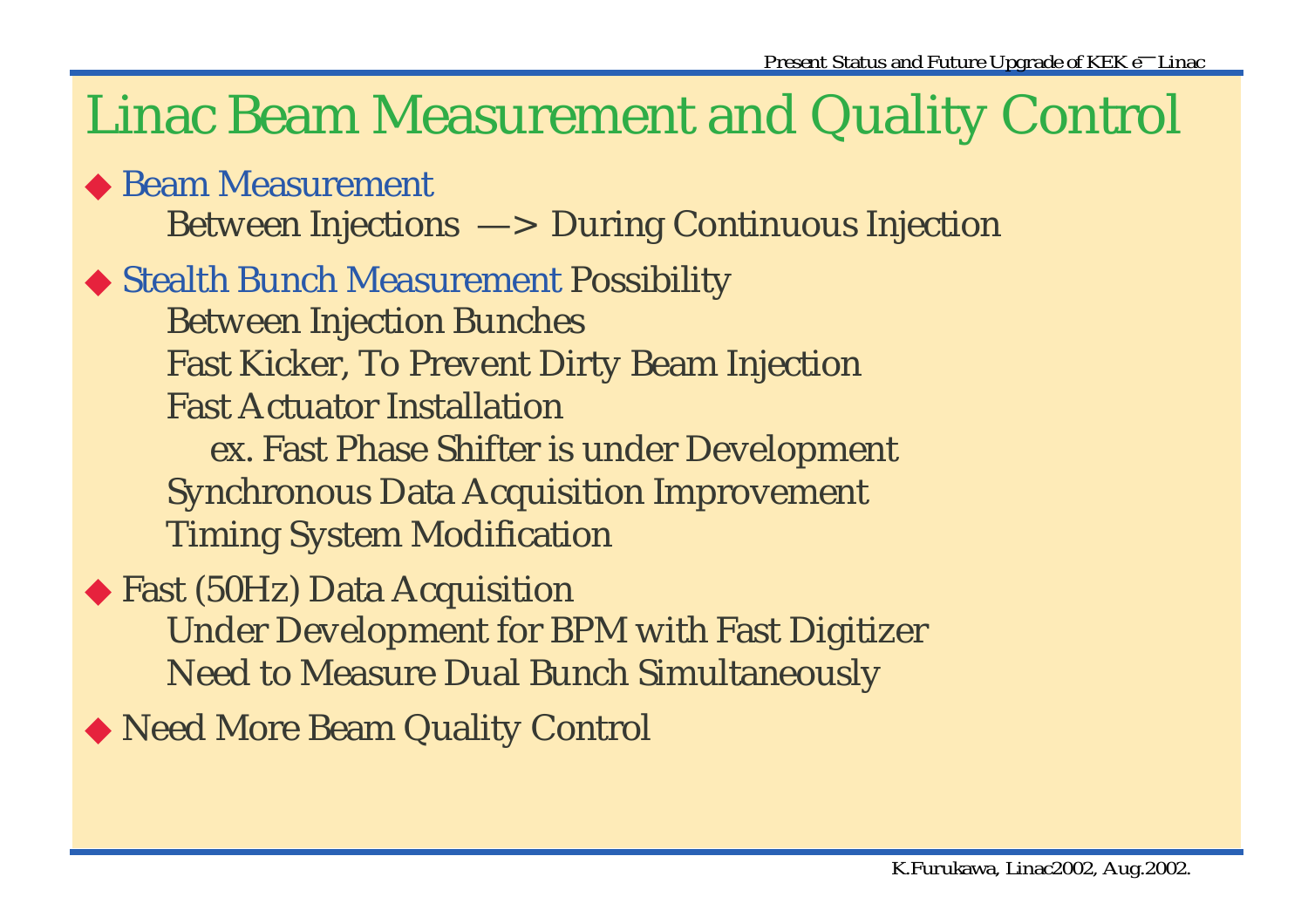# Linac Beam Measurement and Quality Control

- Beam Measurement
  - Between Injections —> During Continuous Injection
- Stealth Bunch Measurement Possibility
  - Between Injection Bunches
  - Fast Kicker, To Prevent Dirty Beam Injection
  - Fast Actuator Installation
    - ex. Fast Phase Shifter is under Development
  - Synchronous Data Acquisition Improvement
  - Timing System Modification
- Fast (50Hz) Data Acquisition
  - Under Development for BPM with Fast Digitizer
  - Need to Measure Dual Bunch Simultaneously
- Need More Beam Quality Control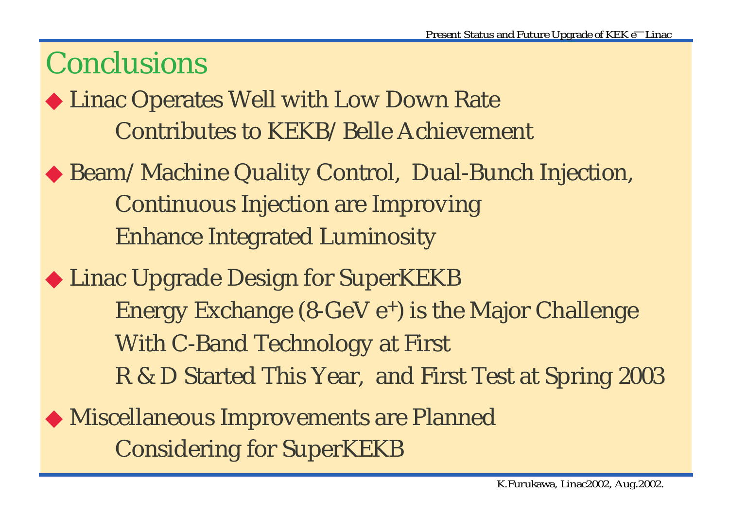# Conclusions

- Linac Operates Well with Low Down Rate
  - Contributes to KEKB/ Belle Achievement
- Beam/ Machine Quality Control, Dual-Bunch Injection,
  - Continuous Injection are Improving
  - Enhance Integrated Luminosity
- Linac Upgrade Design for SuperKEKB
  - Energy Exchange (8-GeV $e^{+}$) is the Major Challenge
  - With C-Band Technology at First
  - R & D Started This Year, and First Test at Spring 2003
- Miscellaneous Improvements are Planned
  - Considering for SuperKEKB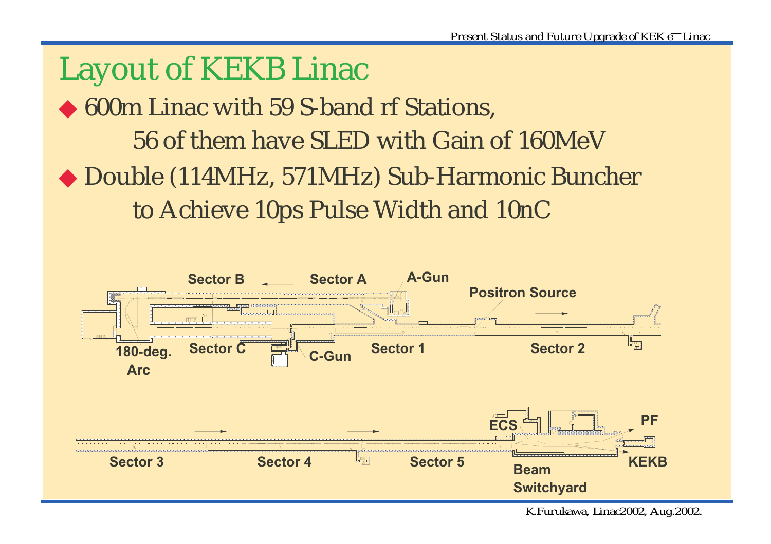# Layout of KEKB Linac

- 600m Linac with 59 S-band rf Stations,
  56 of them have SLED with Gain of 160MeV
- Double (114MHz, 571MHz) Sub-Harmonic Buncher
  to Achieve 10ps Pulse Width and 10nC

Sector B  Sector A  A-Gun  Positron Source

180-deg. Arc  Sector C  C-Gun  Sector 1  Sector 2

ECS  PF

Sector 3  Sector 4  Sector 5  Beam Switchyard  KEKB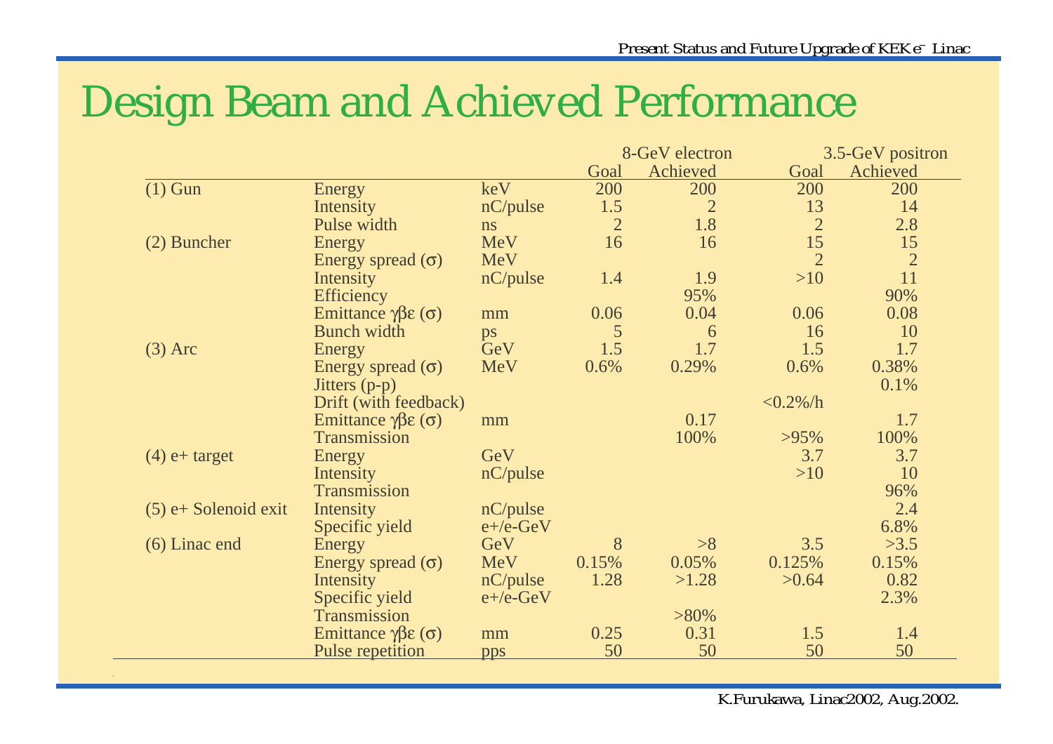# Design Beam and Achieved Performance

| | | | 8-GeV electron | | 3.5-GeV positron | |
|---|---|---|---|---|---|---|
| | | | Goal | Achieved | Goal | Achieved |
| (1) Gun | Energy | keV | 200 | 200 | 200 | 200 |
| | Intensity | nC/pulse | 1.5 | 2 | 13 | 14 |
| | Pulse width | ns | 2 | 1.8 | 2 | 2.8 |
| (2) Buncher | Energy | MeV | 16 | 16 | 15 | 15 |
| | Energy spread (σ) | MeV | | | 2 | 2 |
| | Intensity | nC/pulse | 1.4 | 1.9 | >10 | 11 |
| | Efficiency | | | 95% | | 90% |
| | Emittance γβε (σ) | mm | 0.06 | 0.04 | 0.06 | 0.08 |
| | Bunch width | ps | 5 | 6 | 16 | 10 |
| (3) Arc | Energy | GeV | 1.5 | 1.7 | 1.5 | 1.7 |
| | Energy spread (σ) | MeV | 0.6% | 0.29% | 0.6% | 0.38% |
| | Jitters (p-p) | | | | | 0.1% |
| | Drift (with feedback) | | | | <0.2%/h | |
| | Emittance γβε (σ) | mm | | 0.17 | | 1.7 |
| | Transmission | | | 100% | >95% | 100% |
| (4) e+ target | Energy | GeV | | | 3.7 | 3.7 |
| | Intensity | nC/pulse | | | >10 | 10 |
| | Transmission | | | | | 96% |
| (5) e+ Solenoid exit | Intensity | nC/pulse | | | | 2.4 |
| | Specific yield | e+/e-GeV | | | | 6.8% |
| (6) Linac end | Energy | GeV | 8 | >8 | 3.5 | >3.5 |
| | Energy spread (σ) | MeV | 0.15% | 0.05% | 0.125% | 0.15% |
| | Intensity | nC/pulse | 1.28 | >1.28 | >0.64 | 0.82 |
| | Specific yield | e+/e-GeV | | | | 2.3% |
| | Transmission | | | >80% | | |
| | Emittance γβε (σ) | mm | 0.25 | 0.31 | 1.5 | 1.4 |
| | Pulse repetition | pps | 50 | 50 | 50 | 50 |